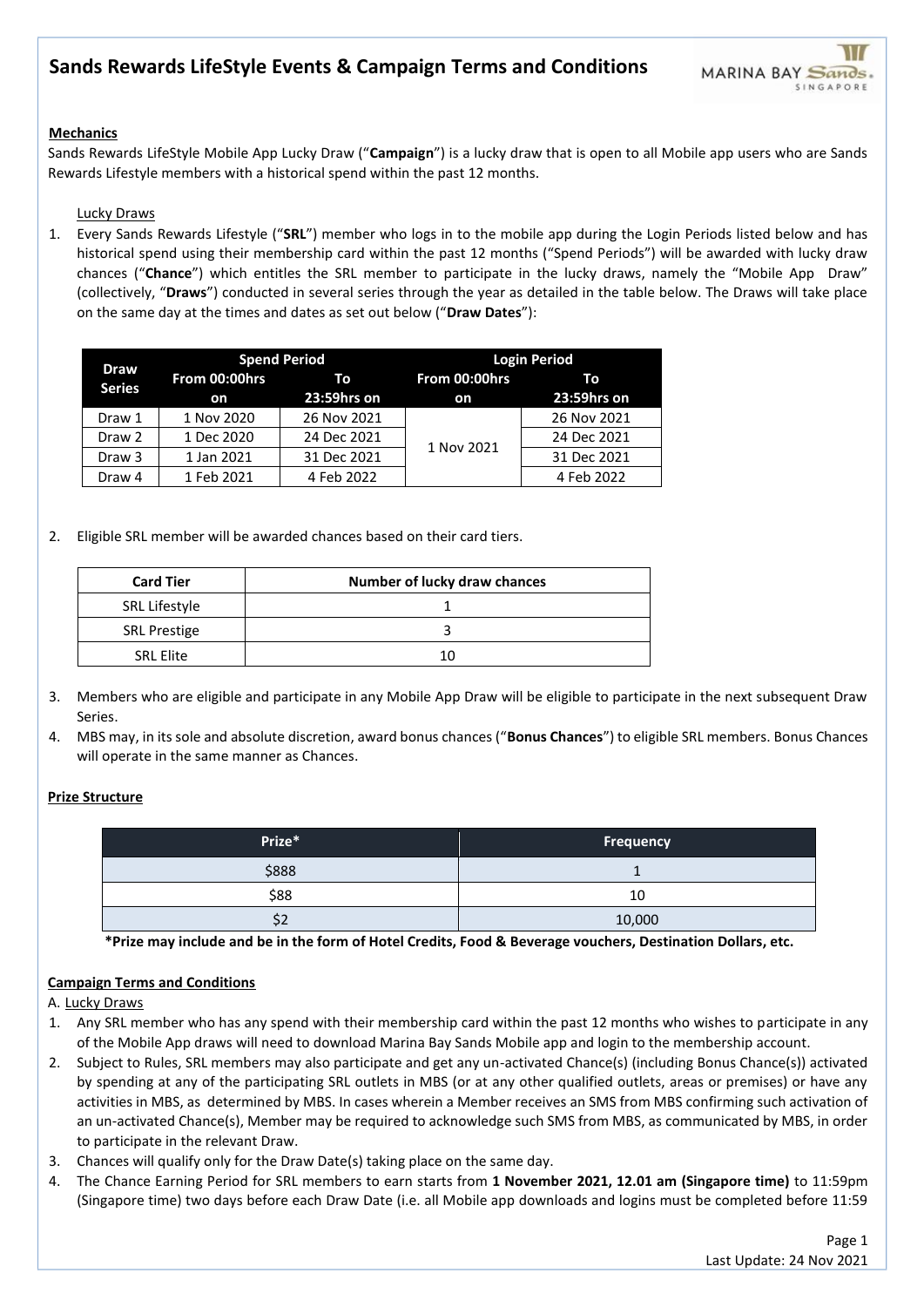# Sands Rewards LifeStyle Events & Campaign Terms and Conditions

**Mechanics**

Sands Rewards LifeStyle Mobile App Lucky Draw ("**Campaign**") is a lucky draw that is open to all Mobile app users who are Sands Rewards Lifestyle members with a historical spend within the past 12 months.

Lucky Draws

1. Every Sands Rewards Lifestyle ("**SRL**") member who logs in to the mobile app during the Login Periods listed below and has historical spend using their membership card within the past 12 months ("Spend Periods") will be awarded with lucky draw chances ("**Chance**") which entitles the SRL member to participate in the lucky draws, namely the "Mobile App Draw" (collectively, "**Draws**") conducted in several series through the year as detailed in the table below. The Draws will take place on the same day at the times and dates as set out below ("**Draw Dates**"):

| Draw Series | Spend Period | | Login Period | |
|---|---|---|---|---|
| | From 00:00hrs on | To 23:59hrs on | From 00:00hrs on | To 23:59hrs on |
| Draw 1 | 1 Nov 2020 | 26 Nov 2021 | 1 Nov 2021 | 26 Nov 2021 |
| Draw 2 | 1 Dec 2020 | 24 Dec 2021 | | 24 Dec 2021 |
| Draw 3 | 1 Jan 2021 | 31 Dec 2021 | | 31 Dec 2021 |
| Draw 4 | 1 Feb 2021 | 4 Feb 2022 | | 4 Feb 2022 |

2. Eligible SRL member will be awarded chances based on their card tiers.

| Card Tier | Number of lucky draw chances |
|---|---|
| SRL Lifestyle | 1 |
| SRL Prestige | 3 |
| SRL Elite | 10 |

3. Members who are eligible and participate in any Mobile App Draw will be eligible to participate in the next subsequent Draw Series.
4. MBS may, in its sole and absolute discretion, award bonus chances ("**Bonus Chances**") to eligible SRL members. Bonus Chances will operate in the same manner as Chances.

**Prize Structure**

| Prize* | Frequency |
|---|---|
| $888 | 1 |
| $88 | 10 |
| $2 | 10,000 |

**\*Prize may include and be in the form of Hotel Credits, Food & Beverage vouchers, Destination Dollars, etc.**

**Campaign Terms and Conditions**

A. Lucky Draws

1. Any SRL member who has any spend with their membership card within the past 12 months who wishes to participate in any of the Mobile App draws will need to download Marina Bay Sands Mobile app and login to the membership account.
2. Subject to Rules, SRL members may also participate and get any un-activated Chance(s) (including Bonus Chance(s)) activated by spending at any of the participating SRL outlets in MBS (or at any other qualified outlets, areas or premises) or have any activities in MBS, as determined by MBS. In cases wherein a Member receives an SMS from MBS confirming such activation of an un-activated Chance(s), Member may be required to acknowledge such SMS from MBS, as communicated by MBS, in order to participate in the relevant Draw.
3. Chances will qualify only for the Draw Date(s) taking place on the same day.
4. The Chance Earning Period for SRL members to earn starts from **1 November 2021, 12.01 am (Singapore time)** to 11:59pm (Singapore time) two days before each Draw Date (i.e. all Mobile app downloads and logins must be completed before 11:59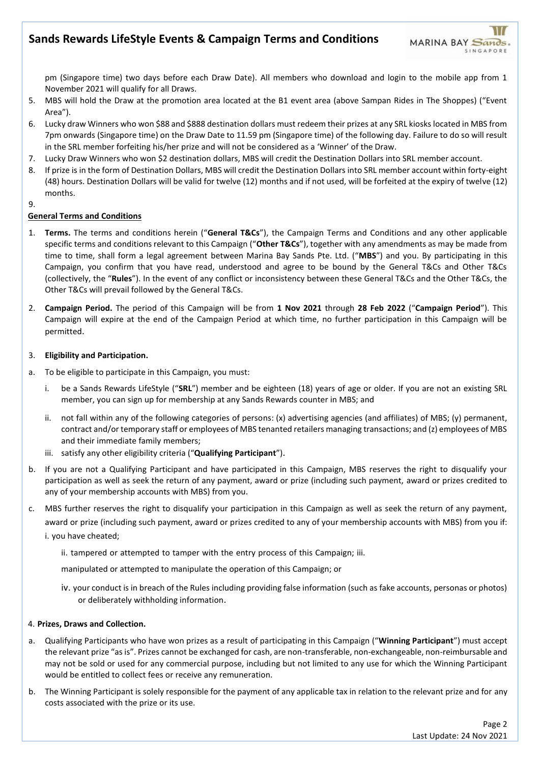pm (Singapore time) two days before each Draw Date). All members who download and login to the mobile app from 1 November 2021 will qualify for all Draws.

5. MBS will hold the Draw at the promotion area located at the B1 event area (above Sampan Rides in The Shoppes) ("Event Area").
6. Lucky draw Winners who won $88 and $888 destination dollars must redeem their prizes at any SRL kiosks located in MBS from 7pm onwards (Singapore time) on the Draw Date to 11.59 pm (Singapore time) of the following day. Failure to do so will result in the SRL member forfeiting his/her prize and will not be considered as a 'Winner' of the Draw.
7. Lucky Draw Winners who won $2 destination dollars, MBS will credit the Destination Dollars into SRL member account.
8. If prize is in the form of Destination Dollars, MBS will credit the Destination Dollars into SRL member account within forty-eight (48) hours. Destination Dollars will be valid for twelve (12) months and if not used, will be forfeited at the expiry of twelve (12) months.
9.

**General Terms and Conditions**

1. **Terms.** The terms and conditions herein ("**General T&Cs**"), the Campaign Terms and Conditions and any other applicable specific terms and conditions relevant to this Campaign ("**Other T&Cs**"), together with any amendments as may be made from time to time, shall form a legal agreement between Marina Bay Sands Pte. Ltd. ("**MBS**") and you. By participating in this Campaign, you confirm that you have read, understood and agree to be bound by the General T&Cs and Other T&Cs (collectively, the "**Rules**"). In the event of any conflict or inconsistency between these General T&Cs and the Other T&Cs, the Other T&Cs will prevail followed by the General T&Cs.

2. **Campaign Period.** The period of this Campaign will be from **1 Nov 2021** through **28 Feb 2022** ("**Campaign Period**"). This Campaign will expire at the end of the Campaign Period at which time, no further participation in this Campaign will be permitted.

3. **Eligibility and Participation.**

a. To be eligible to participate in this Campaign, you must:

   i. be a Sands Rewards LifeStyle ("**SRL**") member and be eighteen (18) years of age or older. If you are not an existing SRL member, you can sign up for membership at any Sands Rewards counter in MBS; and

   ii. not fall within any of the following categories of persons: (x) advertising agencies (and affiliates) of MBS; (y) permanent, contract and/or temporary staff or employees of MBS tenanted retailers managing transactions; and (z) employees of MBS and their immediate family members;

   iii. satisfy any other eligibility criteria ("**Qualifying Participant**").

b. If you are not a Qualifying Participant and have participated in this Campaign, MBS reserves the right to disqualify your participation as well as seek the return of any payment, award or prize (including such payment, award or prizes credited to any of your membership accounts with MBS) from you.

c. MBS further reserves the right to disqualify your participation in this Campaign as well as seek the return of any payment, award or prize (including such payment, award or prizes credited to any of your membership accounts with MBS) from you if:

   i. you have cheated;

   ii. tampered or attempted to tamper with the entry process of this Campaign; iii.

   manipulated or attempted to manipulate the operation of this Campaign; or

   iv. your conduct is in breach of the Rules including providing false information (such as fake accounts, personas or photos) or deliberately withholding information.

4. **Prizes, Draws and Collection.**

a. Qualifying Participants who have won prizes as a result of participating in this Campaign ("**Winning Participant**") must accept the relevant prize "as is". Prizes cannot be exchanged for cash, are non-transferable, non-exchangeable, non-reimbursable and may not be sold or used for any commercial purpose, including but not limited to any use for which the Winning Participant would be entitled to collect fees or receive any remuneration.

b. The Winning Participant is solely responsible for the payment of any applicable tax in relation to the relevant prize and for any costs associated with the prize or its use.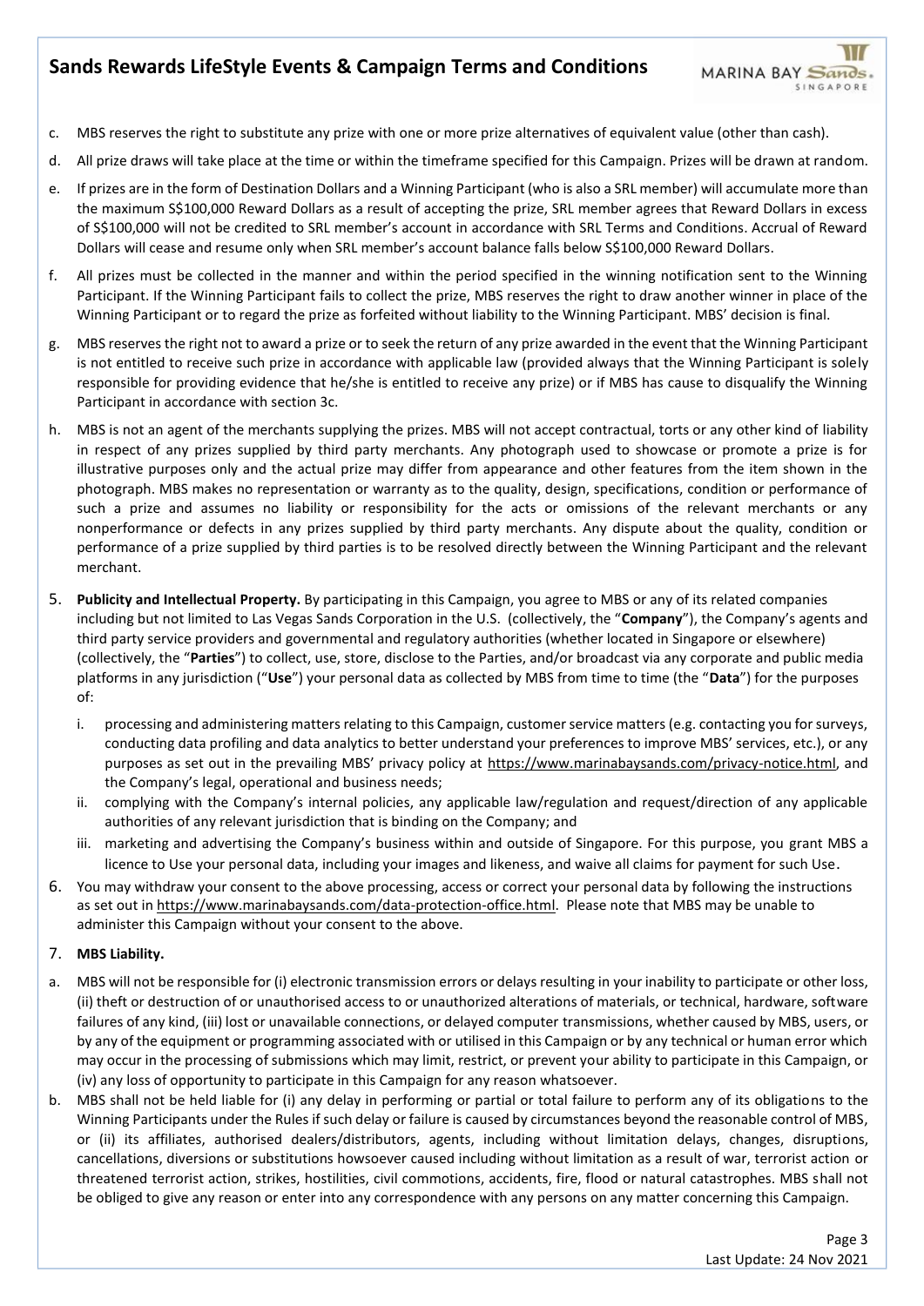c. MBS reserves the right to substitute any prize with one or more prize alternatives of equivalent value (other than cash).

d. All prize draws will take place at the time or within the timeframe specified for this Campaign. Prizes will be drawn at random.

e. If prizes are in the form of Destination Dollars and a Winning Participant (who is also a SRL member) will accumulate more than the maximum S$100,000 Reward Dollars as a result of accepting the prize, SRL member agrees that Reward Dollars in excess of S$100,000 will not be credited to SRL member's account in accordance with SRL Terms and Conditions. Accrual of Reward Dollars will cease and resume only when SRL member's account balance falls below S$100,000 Reward Dollars.

f. All prizes must be collected in the manner and within the period specified in the winning notification sent to the Winning Participant. If the Winning Participant fails to collect the prize, MBS reserves the right to draw another winner in place of the Winning Participant or to regard the prize as forfeited without liability to the Winning Participant. MBS' decision is final.

g. MBS reserves the right not to award a prize or to seek the return of any prize awarded in the event that the Winning Participant is not entitled to receive such prize in accordance with applicable law (provided always that the Winning Participant is solely responsible for providing evidence that he/she is entitled to receive any prize) or if MBS has cause to disqualify the Winning Participant in accordance with section 3c.

h. MBS is not an agent of the merchants supplying the prizes. MBS will not accept contractual, torts or any other kind of liability in respect of any prizes supplied by third party merchants. Any photograph used to showcase or promote a prize is for illustrative purposes only and the actual prize may differ from appearance and other features from the item shown in the photograph. MBS makes no representation or warranty as to the quality, design, specifications, condition or performance of such a prize and assumes no liability or responsibility for the acts or omissions of the relevant merchants or any nonperformance or defects in any prizes supplied by third party merchants. Any dispute about the quality, condition or performance of a prize supplied by third parties is to be resolved directly between the Winning Participant and the relevant merchant.

5. **Publicity and Intellectual Property.** By participating in this Campaign, you agree to MBS or any of its related companies including but not limited to Las Vegas Sands Corporation in the U.S. (collectively, the "**Company**"), the Company's agents and third party service providers and governmental and regulatory authorities (whether located in Singapore or elsewhere) (collectively, the "**Parties**") to collect, use, store, disclose to the Parties, and/or broadcast via any corporate and public media platforms in any jurisdiction ("**Use**") your personal data as collected by MBS from time to time (the "**Data**") for the purposes of:

   i. processing and administering matters relating to this Campaign, customer service matters (e.g. contacting you for surveys, conducting data profiling and data analytics to better understand your preferences to improve MBS' services, etc.), or any purposes as set out in the prevailing MBS' privacy policy at https://www.marinabaysands.com/privacy-notice.html, and the Company's legal, operational and business needs;

   ii. complying with the Company's internal policies, any applicable law/regulation and request/direction of any applicable authorities of any relevant jurisdiction that is binding on the Company; and

   iii. marketing and advertising the Company's business within and outside of Singapore. For this purpose, you grant MBS a licence to Use your personal data, including your images and likeness, and waive all claims for payment for such Use.

6. You may withdraw your consent to the above processing, access or correct your personal data by following the instructions as set out in https://www.marinabaysands.com/data-protection-office.html. Please note that MBS may be unable to administer this Campaign without your consent to the above.

7. **MBS Liability.**

a. MBS will not be responsible for (i) electronic transmission errors or delays resulting in your inability to participate or other loss, (ii) theft or destruction of or unauthorised access to or unauthorized alterations of materials, or technical, hardware, software failures of any kind, (iii) lost or unavailable connections, or delayed computer transmissions, whether caused by MBS, users, or by any of the equipment or programming associated with or utilised in this Campaign or by any technical or human error which may occur in the processing of submissions which may limit, restrict, or prevent your ability to participate in this Campaign, or (iv) any loss of opportunity to participate in this Campaign for any reason whatsoever.

b. MBS shall not be held liable for (i) any delay in performing or partial or total failure to perform any of its obligations to the Winning Participants under the Rules if such delay or failure is caused by circumstances beyond the reasonable control of MBS, or (ii) its affiliates, authorised dealers/distributors, agents, including without limitation delays, changes, disruptions, cancellations, diversions or substitutions howsoever caused including without limitation as a result of war, terrorist action or threatened terrorist action, strikes, hostilities, civil commotions, accidents, fire, flood or natural catastrophes. MBS shall not be obliged to give any reason or enter into any correspondence with any persons on any matter concerning this Campaign.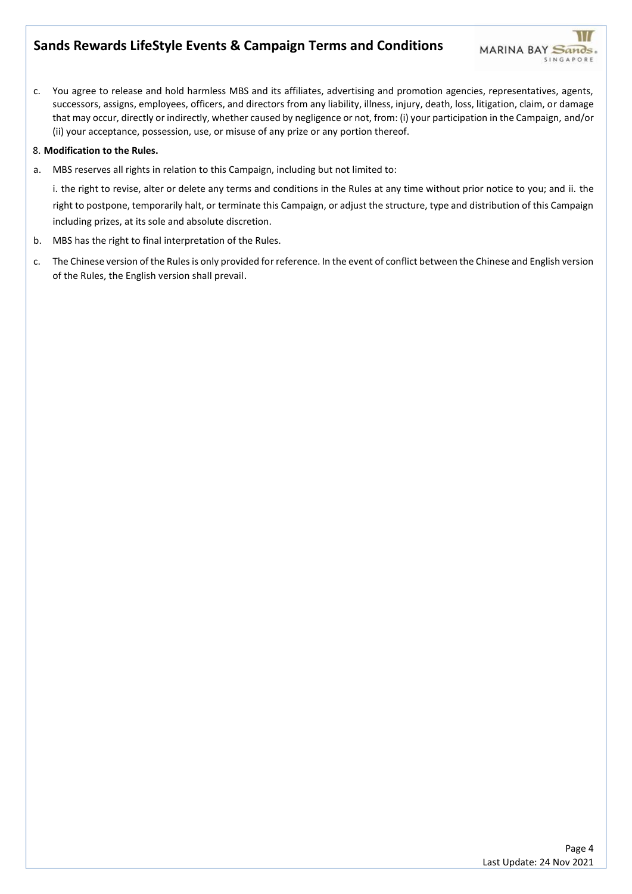c. You agree to release and hold harmless MBS and its affiliates, advertising and promotion agencies, representatives, agents, successors, assigns, employees, officers, and directors from any liability, illness, injury, death, loss, litigation, claim, or damage that may occur, directly or indirectly, whether caused by negligence or not, from: (i) your participation in the Campaign, and/or (ii) your acceptance, possession, use, or misuse of any prize or any portion thereof.

8. **Modification to the Rules.**

a. MBS reserves all rights in relation to this Campaign, including but not limited to:

i. the right to revise, alter or delete any terms and conditions in the Rules at any time without prior notice to you; and ii. the right to postpone, temporarily halt, or terminate this Campaign, or adjust the structure, type and distribution of this Campaign including prizes, at its sole and absolute discretion.

b. MBS has the right to final interpretation of the Rules.

c. The Chinese version of the Rules is only provided for reference. In the event of conflict between the Chinese and English version of the Rules, the English version shall prevail.

Last Update: 24 Nov 2021